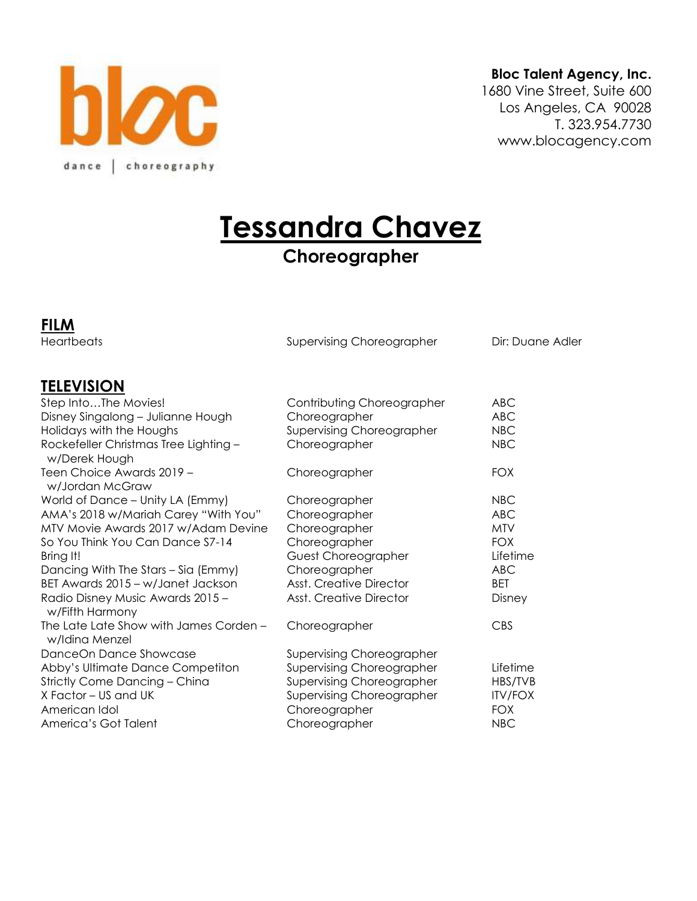bloc

dance | choreography

**Bloc Talent Agency, Inc.**
1680 Vine Street, Suite 600
Los Angeles, CA 90028
T. 323.954.7730
www.blocagency.com

# Tessandra Chavez

## Choreographer

## FILM

| | | |
|---|---|---|
| Heartbeats | Supervising Choreographer | Dir: Duane Adler |

## TELEVISION

| | | |
|---|---|---|
| Step Into…The Movies! | Contributing Choreographer | ABC |
| Disney Singalong – Julianne Hough | Choreographer | ABC |
| Holidays with the Houghs | Supervising Choreographer | NBC |
| Rockefeller Christmas Tree Lighting – w/Derek Hough | Choreographer | NBC |
| Teen Choice Awards 2019 – w/Jordan McGraw | Choreographer | FOX |
| World of Dance – Unity LA (Emmy) | Choreographer | NBC |
| AMA's 2018 w/Mariah Carey "With You" | Choreographer | ABC |
| MTV Movie Awards 2017 w/Adam Devine | Choreographer | MTV |
| So You Think You Can Dance S7-14 | Choreographer | FOX |
| Bring It! | Guest Choreographer | Lifetime |
| Dancing With The Stars – Sia (Emmy) | Choreographer | ABC |
| BET Awards 2015 – w/Janet Jackson | Asst. Creative Director | BET |
| Radio Disney Music Awards 2015 – w/Fifth Harmony | Asst. Creative Director | Disney |
| The Late Late Show with James Corden – w/Idina Menzel | Choreographer | CBS |
| DanceOn Dance Showcase | Supervising Choreographer | |
| Abby's Ultimate Dance Competiton | Supervising Choreographer | Lifetime |
| Strictly Come Dancing – China | Supervising Choreographer | HBS/TVB |
| X Factor – US and UK | Supervising Choreographer | ITV/FOX |
| American Idol | Choreographer | FOX |
| America's Got Talent | Choreographer | NBC |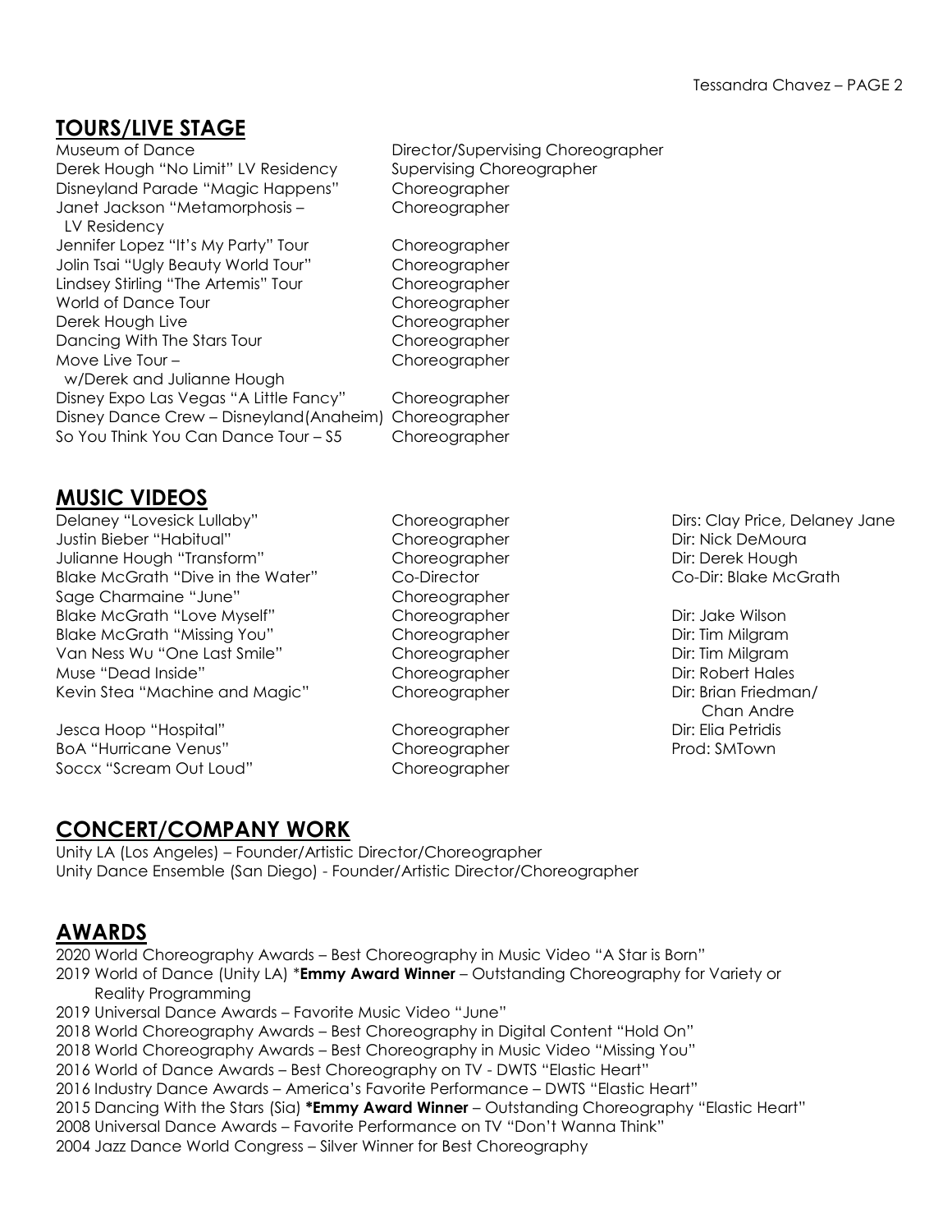## TOURS/LIVE STAGE

| | |
|---|---|
| Museum of Dance | Director/Supervising Choreographer |
| Derek Hough "No Limit" LV Residency | Supervising Choreographer |
| Disneyland Parade "Magic Happens" | Choreographer |
| Janet Jackson "Metamorphosis – LV Residency | Choreographer |
| Jennifer Lopez "It's My Party" Tour | Choreographer |
| Jolin Tsai "Ugly Beauty World Tour" | Choreographer |
| Lindsey Stirling "The Artemis" Tour | Choreographer |
| World of Dance Tour | Choreographer |
| Derek Hough Live | Choreographer |
| Dancing With The Stars Tour | Choreographer |
| Move Live Tour – w/Derek and Julianne Hough | Choreographer |
| Disney Expo Las Vegas "A Little Fancy" | Choreographer |
| Disney Dance Crew – Disneyland(Anaheim) | Choreographer |
| So You Think You Can Dance Tour – S5 | Choreographer |

## MUSIC VIDEOS

| | | |
|---|---|---|
| Delaney "Lovesick Lullaby" | Choreographer | Dirs: Clay Price, Delaney Jane |
| Justin Bieber "Habitual" | Choreographer | Dir: Nick DeMoura |
| Julianne Hough "Transform" | Choreographer | Dir: Derek Hough |
| Blake McGrath "Dive in the Water" | Co-Director | Co-Dir: Blake McGrath |
| Sage Charmaine "June" | Choreographer | |
| Blake McGrath "Love Myself" | Choreographer | Dir: Jake Wilson |
| Blake McGrath "Missing You" | Choreographer | Dir: Tim Milgram |
| Van Ness Wu "One Last Smile" | Choreographer | Dir: Tim Milgram |
| Muse "Dead Inside" | Choreographer | Dir: Robert Hales |
| Kevin Stea "Machine and Magic" | Choreographer | Dir: Brian Friedman/ Chan Andre |
| Jesca Hoop "Hospital" | Choreographer | Dir: Elia Petridis |
| BoA "Hurricane Venus" | Choreographer | Prod: SMTown |
| Soccx "Scream Out Loud" | Choreographer | |

## CONCERT/COMPANY WORK

Unity LA (Los Angeles) – Founder/Artistic Director/Choreographer
Unity Dance Ensemble (San Diego) - Founder/Artistic Director/Choreographer

## AWARDS

2020 World Choreography Awards – Best Choreography in Music Video "A Star is Born"
2019 World of Dance (Unity LA) ***Emmy Award Winner** – Outstanding Choreography for Variety or Reality Programming
2019 Universal Dance Awards – Favorite Music Video "June"
2018 World Choreography Awards – Best Choreography in Digital Content "Hold On"
2018 World Choreography Awards – Best Choreography in Music Video "Missing You"
2016 World of Dance Awards – Best Choreography on TV - DWTS "Elastic Heart"
2016 Industry Dance Awards – America's Favorite Performance – DWTS "Elastic Heart"
2015 Dancing With the Stars (Sia) ***Emmy Award Winner** – Outstanding Choreography "Elastic Heart"
2008 Universal Dance Awards – Favorite Performance on TV "Don't Wanna Think"
2004 Jazz Dance World Congress – Silver Winner for Best Choreography